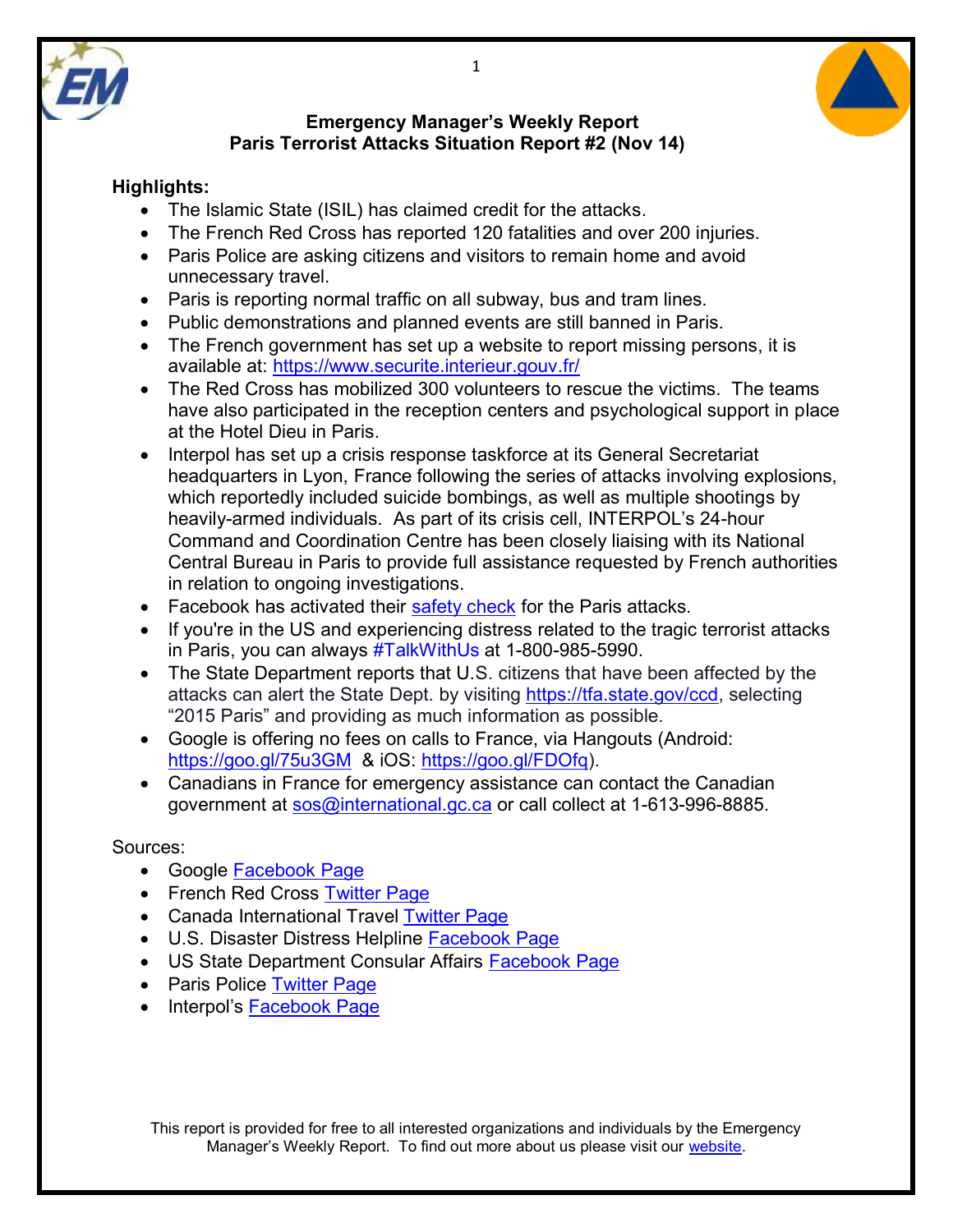**Emergency Manager's Weekly Report**
**Paris Terrorist Attacks Situation Report #2 (Nov 14)**

**Highlights:**

- The Islamic State (ISIL) has claimed credit for the attacks.
- The French Red Cross has reported 120 fatalities and over 200 injuries.
- Paris Police are asking citizens and visitors to remain home and avoid unnecessary travel.
- Paris is reporting normal traffic on all subway, bus and tram lines.
- Public demonstrations and planned events are still banned in Paris.
- The French government has set up a website to report missing persons, it is available at: https://www.securite.interieur.gouv.fr/
- The Red Cross has mobilized 300 volunteers to rescue the victims. The teams have also participated in the reception centers and psychological support in place at the Hotel Dieu in Paris.
- Interpol has set up a crisis response taskforce at its General Secretariat headquarters in Lyon, France following the series of attacks involving explosions, which reportedly included suicide bombings, as well as multiple shootings by heavily-armed individuals. As part of its crisis cell, INTERPOL's 24-hour Command and Coordination Centre has been closely liaising with its National Central Bureau in Paris to provide full assistance requested by French authorities in relation to ongoing investigations.
- Facebook has activated their safety check for the Paris attacks.
- If you're in the US and experiencing distress related to the tragic terrorist attacks in Paris, you can always #TalkWithUs at 1-800-985-5990.
- The State Department reports that U.S. citizens that have been affected by the attacks can alert the State Dept. by visiting https://tfa.state.gov/ccd, selecting "2015 Paris" and providing as much information as possible.
- Google is offering no fees on calls to France, via Hangouts (Android: https://goo.gl/75u3GM & iOS: https://goo.gl/FDOfq).
- Canadians in France for emergency assistance can contact the Canadian government at sos@international.gc.ca or call collect at 1-613-996-8885.

Sources:

- Google Facebook Page
- French Red Cross Twitter Page
- Canada International Travel Twitter Page
- U.S. Disaster Distress Helpline Facebook Page
- US State Department Consular Affairs Facebook Page
- Paris Police Twitter Page
- Interpol's Facebook Page

This report is provided for free to all interested organizations and individuals by the Emergency Manager's Weekly Report. To find out more about us please visit our website.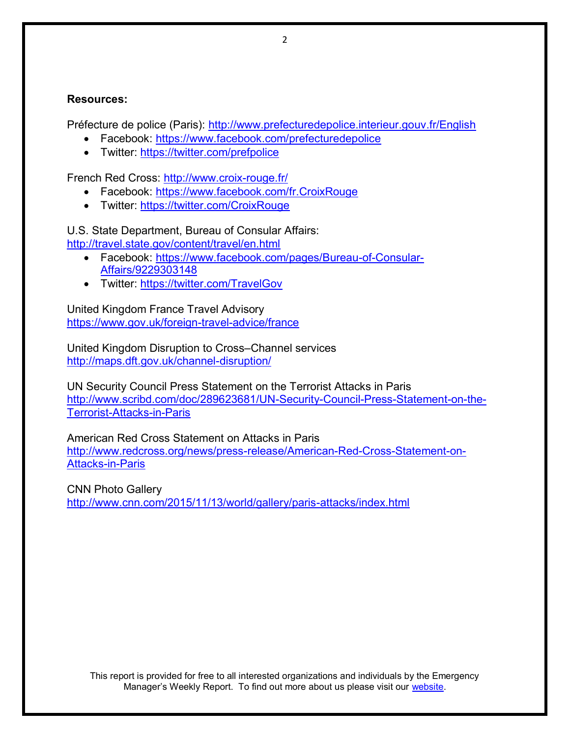**Resources:**

Préfecture de police (Paris): http://www.prefecturedepolice.interieur.gouv.fr/English

- Facebook: https://www.facebook.com/prefecturedepolice
- Twitter: https://twitter.com/prefpolice

French Red Cross: http://www.croix-rouge.fr/

- Facebook: https://www.facebook.com/fr.CroixRouge
- Twitter: https://twitter.com/CroixRouge

U.S. State Department, Bureau of Consular Affairs:
http://travel.state.gov/content/travel/en.html

- Facebook: https://www.facebook.com/pages/Bureau-of-Consular-Affairs/9229303148
- Twitter: https://twitter.com/TravelGov

United Kingdom France Travel Advisory
https://www.gov.uk/foreign-travel-advice/france

United Kingdom Disruption to Cross–Channel services
http://maps.dft.gov.uk/channel-disruption/

UN Security Council Press Statement on the Terrorist Attacks in Paris
http://www.scribd.com/doc/289623681/UN-Security-Council-Press-Statement-on-the-Terrorist-Attacks-in-Paris

American Red Cross Statement on Attacks in Paris
http://www.redcross.org/news/press-release/American-Red-Cross-Statement-on-Attacks-in-Paris

CNN Photo Gallery
http://www.cnn.com/2015/11/13/world/gallery/paris-attacks/index.html

This report is provided for free to all interested organizations and individuals by the Emergency Manager's Weekly Report. To find out more about us please visit our website.